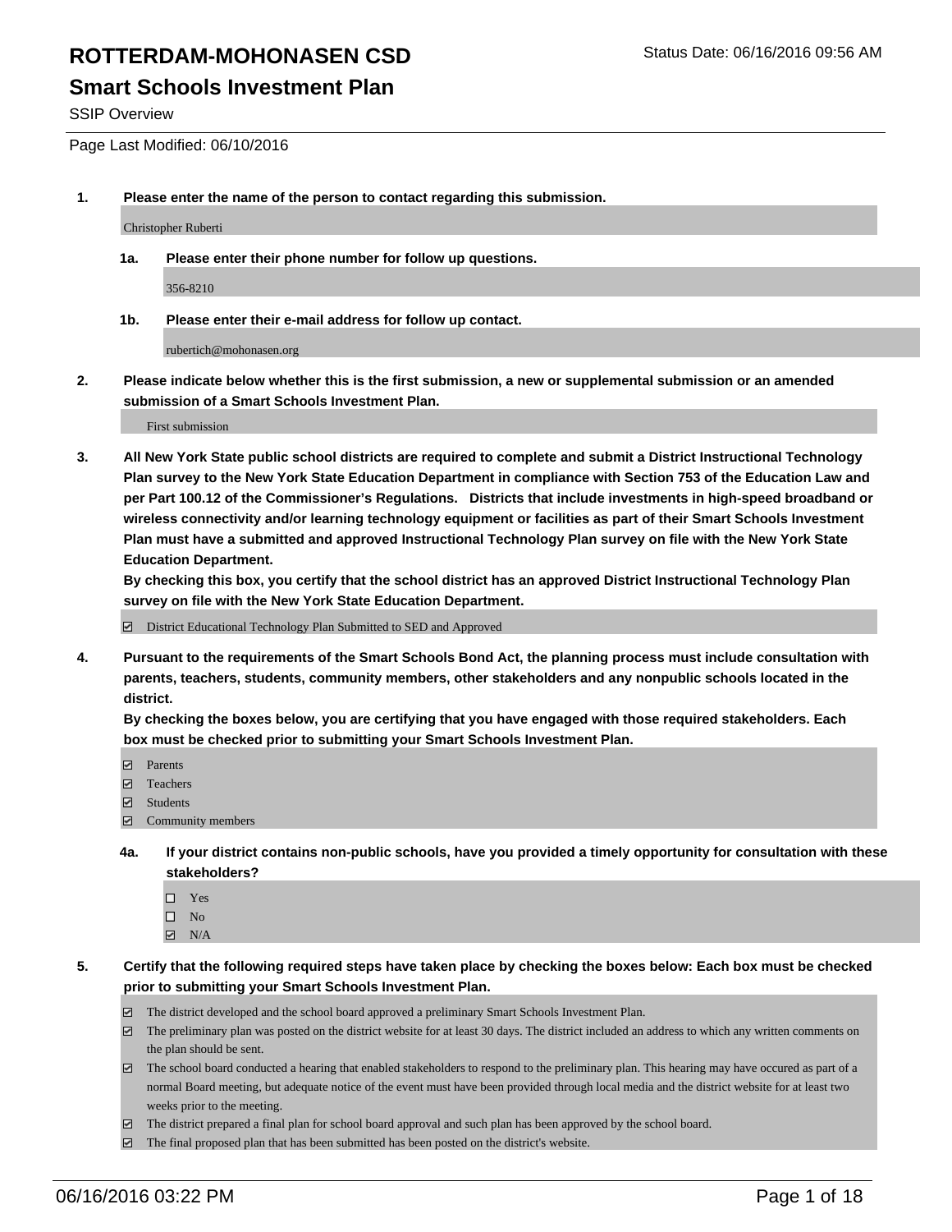# ROTTERDAM-MOHONASEN CSD

Status Date: 06/16/2016 09:56 AM

## Smart Schools Investment Plan

SSIP Overview

Page Last Modified: 06/10/2016

**1. Please enter the name of the person to contact regarding this submission.**

Christopher Ruberti

**1a. Please enter their phone number for follow up questions.**

356-8210

**1b. Please enter their e-mail address for follow up contact.**

rubertich@mohonasen.org

**2. Please indicate below whether this is the first submission, a new or supplemental submission or an amended submission of a Smart Schools Investment Plan.**

First submission

**3. All New York State public school districts are required to complete and submit a District Instructional Technology Plan survey to the New York State Education Department in compliance with Section 753 of the Education Law and per Part 100.12 of the Commissioner's Regulations. Districts that include investments in high-speed broadband or wireless connectivity and/or learning technology equipment or facilities as part of their Smart Schools Investment Plan must have a submitted and approved Instructional Technology Plan survey on file with the New York State Education Department.**
**By checking this box, you certify that the school district has an approved District Instructional Technology Plan survey on file with the New York State Education Department.**

- ☑ District Educational Technology Plan Submitted to SED and Approved

**4. Pursuant to the requirements of the Smart Schools Bond Act, the planning process must include consultation with parents, teachers, students, community members, other stakeholders and any nonpublic schools located in the district.**
**By checking the boxes below, you are certifying that you have engaged with those required stakeholders. Each box must be checked prior to submitting your Smart Schools Investment Plan.**

- ☑ Parents
- ☑ Teachers
- ☑ Students
- ☑ Community members

**4a. If your district contains non-public schools, have you provided a timely opportunity for consultation with these stakeholders?**

- ☐ Yes
- ☐ No
- ☑ N/A

**5. Certify that the following required steps have taken place by checking the boxes below: Each box must be checked prior to submitting your Smart Schools Investment Plan.**

- ☑ The district developed and the school board approved a preliminary Smart Schools Investment Plan.
- ☑ The preliminary plan was posted on the district website for at least 30 days. The district included an address to which any written comments on the plan should be sent.
- ☑ The school board conducted a hearing that enabled stakeholders to respond to the preliminary plan. This hearing may have occured as part of a normal Board meeting, but adequate notice of the event must have been provided through local media and the district website for at least two weeks prior to the meeting.
- ☑ The district prepared a final plan for school board approval and such plan has been approved by the school board.
- ☑ The final proposed plan that has been submitted has been posted on the district's website.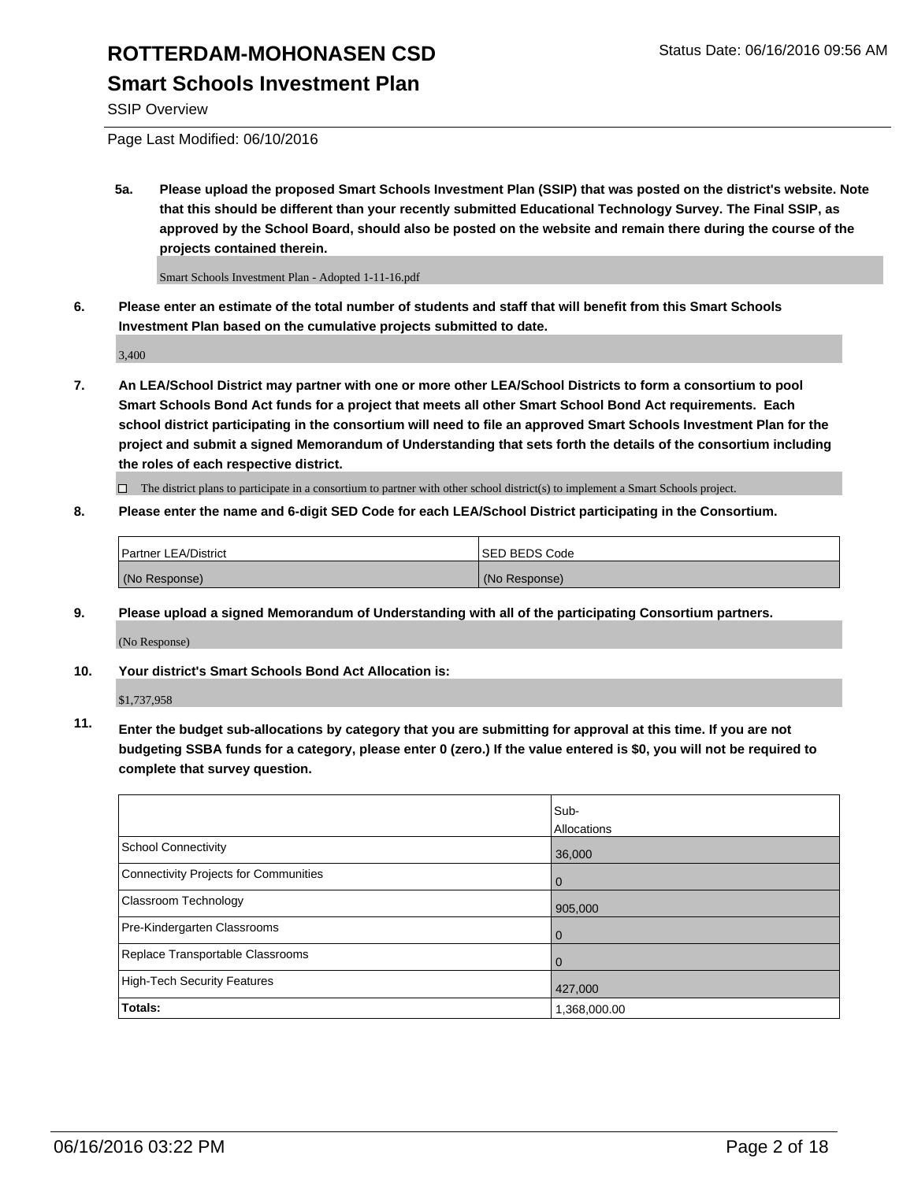# ROTTERDAM-MOHONASEN CSD

## Smart Schools Investment Plan

SSIP Overview

Page Last Modified: 06/10/2016

**5a. Please upload the proposed Smart Schools Investment Plan (SSIP) that was posted on the district's website. Note that this should be different than your recently submitted Educational Technology Survey. The Final SSIP, as approved by the School Board, should also be posted on the website and remain there during the course of the projects contained therein.**

Smart Schools Investment Plan - Adopted 1-11-16.pdf

**6. Please enter an estimate of the total number of students and staff that will benefit from this Smart Schools Investment Plan based on the cumulative projects submitted to date.**

3,400

**7. An LEA/School District may partner with one or more other LEA/School Districts to form a consortium to pool Smart Schools Bond Act funds for a project that meets all other Smart School Bond Act requirements. Each school district participating in the consortium will need to file an approved Smart Schools Investment Plan for the project and submit a signed Memorandum of Understanding that sets forth the details of the consortium including the roles of each respective district.**

☐ The district plans to participate in a consortium to partner with other school district(s) to implement a Smart Schools project.

**8. Please enter the name and 6-digit SED Code for each LEA/School District participating in the Consortium.**

| Partner LEA/District | SED BEDS Code |
| --- | --- |
| (No Response) | (No Response) |

**9. Please upload a signed Memorandum of Understanding with all of the participating Consortium partners.**

(No Response)

**10. Your district's Smart Schools Bond Act Allocation is:**

$1,737,958

**11. Enter the budget sub-allocations by category that you are submitting for approval at this time. If you are not budgeting SSBA funds for a category, please enter 0 (zero.) If the value entered is $0, you will not be required to complete that survey question.**

| | Sub-Allocations |
| --- | --- |
| School Connectivity | 36,000 |
| Connectivity Projects for Communities | 0 |
| Classroom Technology | 905,000 |
| Pre-Kindergarten Classrooms | 0 |
| Replace Transportable Classrooms | 0 |
| High-Tech Security Features | 427,000 |
| **Totals:** | 1,368,000.00 |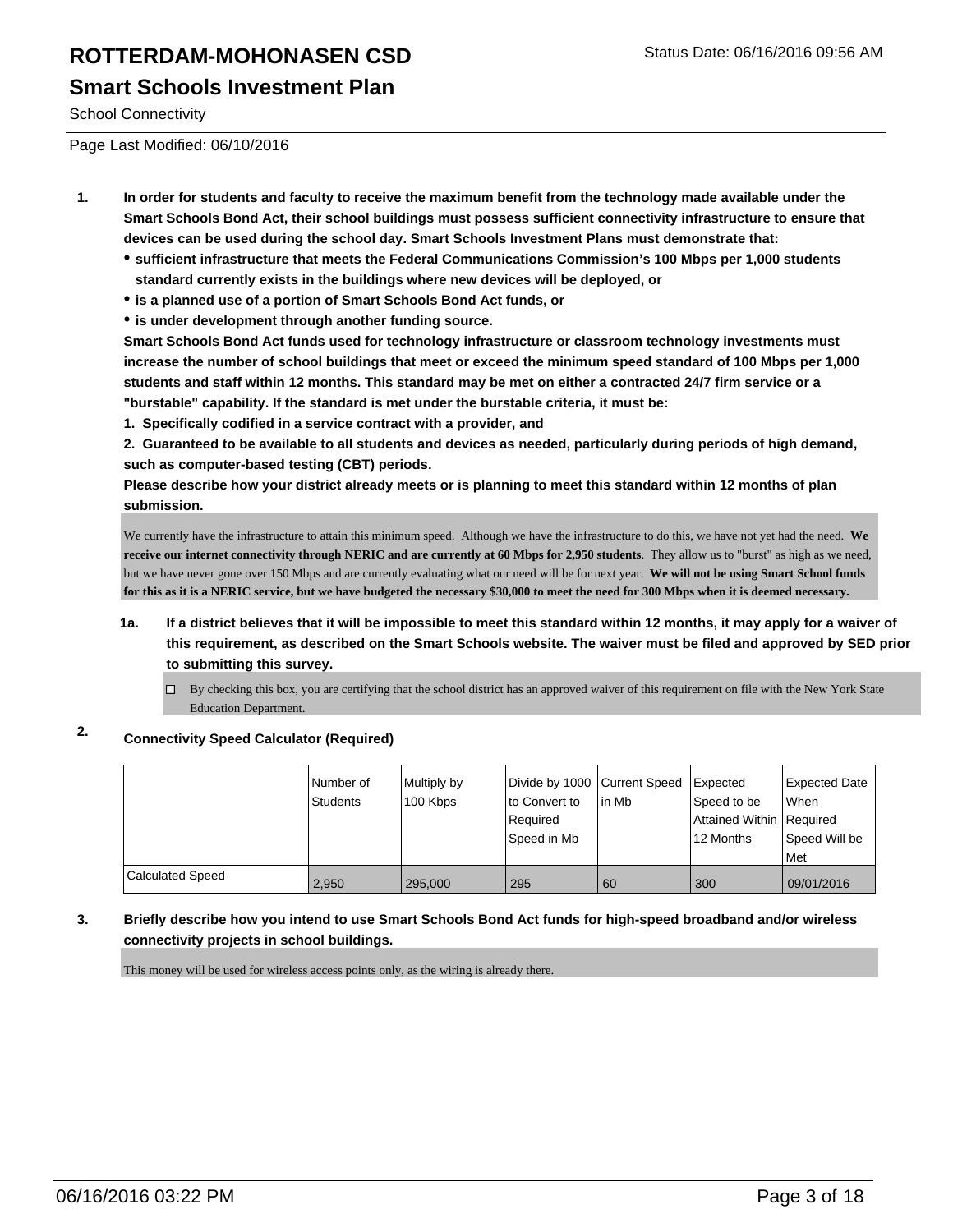# ROTTERDAM-MOHONASEN CSD

Status Date: 06/16/2016 09:56 AM

## Smart Schools Investment Plan

School Connectivity

Page Last Modified: 06/10/2016

1. **In order for students and faculty to receive the maximum benefit from the technology made available under the Smart Schools Bond Act, their school buildings must possess sufficient connectivity infrastructure to ensure that devices can be used during the school day. Smart Schools Investment Plans must demonstrate that:**
   - **sufficient infrastructure that meets the Federal Communications Commission's 100 Mbps per 1,000 students standard currently exists in the buildings where new devices will be deployed, or**
   - **is a planned use of a portion of Smart Schools Bond Act funds, or**
   - **is under development through another funding source.**

   **Smart Schools Bond Act funds used for technology infrastructure or classroom technology investments must increase the number of school buildings that meet or exceed the minimum speed standard of 100 Mbps per 1,000 students and staff within 12 months. This standard may be met on either a contracted 24/7 firm service or a "burstable" capability. If the standard is met under the burstable criteria, it must be:**

   **1. Specifically codified in a service contract with a provider, and**

   **2. Guaranteed to be available to all students and devices as needed, particularly during periods of high demand, such as computer-based testing (CBT) periods.**

   **Please describe how your district already meets or is planning to meet this standard within 12 months of plan submission.**

   We currently have the infrastructure to attain this minimum speed. Although we have the infrastructure to do this, we have not yet had the need. **We receive our internet connectivity through NERIC and are currently at 60 Mbps for 2,950 students**. They allow us to "burst" as high as we need, but we have never gone over 150 Mbps and are currently evaluating what our need will be for next year. **We will not be using Smart School funds for this as it is a NERIC service, but we have budgeted the necessary $30,000 to meet the need for 300 Mbps when it is deemed necessary.**

   1a. **If a district believes that it will be impossible to meet this standard within 12 months, it may apply for a waiver of this requirement, as described on the Smart Schools website. The waiver must be filed and approved by SED prior to submitting this survey.**

   ☐ By checking this box, you are certifying that the school district has an approved waiver of this requirement on file with the New York State Education Department.

2. **Connectivity Speed Calculator (Required)**

| | Number of Students | Multiply by 100 Kbps | Divide by 1000 to Convert to Required Speed in Mb | Current Speed in Mb | Expected Speed to be Attained Within 12 Months | Expected Date When Required Speed Will be Met |
|---|---|---|---|---|---|---|
| Calculated Speed | 2,950 | 295,000 | 295 | 60 | 300 | 09/01/2016 |

3. **Briefly describe how you intend to use Smart Schools Bond Act funds for high-speed broadband and/or wireless connectivity projects in school buildings.**

   This money will be used for wireless access points only, as the wiring is already there.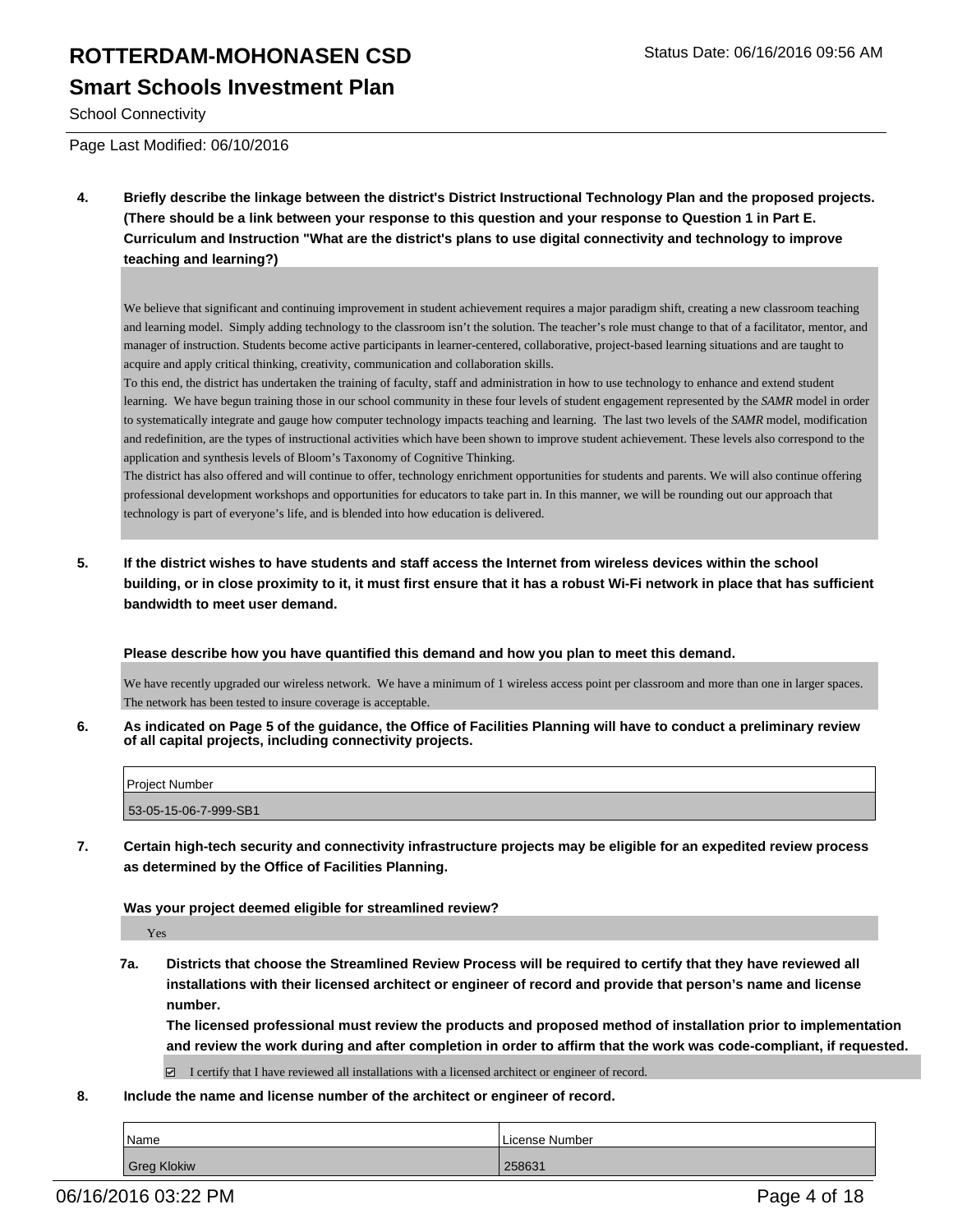**4. Briefly describe the linkage between the district's District Instructional Technology Plan and the proposed projects. (There should be a link between your response to this question and your response to Question 1 in Part E. Curriculum and Instruction "What are the district's plans to use digital connectivity and technology to improve teaching and learning?)**

We believe that significant and continuing improvement in student achievement requires a major paradigm shift, creating a new classroom teaching and learning model. Simply adding technology to the classroom isn't the solution. The teacher's role must change to that of a facilitator, mentor, and manager of instruction. Students become active participants in learner-centered, collaborative, project-based learning situations and are taught to acquire and apply critical thinking, creativity, communication and collaboration skills.
To this end, the district has undertaken the training of faculty, staff and administration in how to use technology to enhance and extend student learning. We have begun training those in our school community in these four levels of student engagement represented by the *SAMR* model in order to systematically integrate and gauge how computer technology impacts teaching and learning. The last two levels of the *SAMR* model, modification and redefinition, are the types of instructional activities which have been shown to improve student achievement. These levels also correspond to the application and synthesis levels of Bloom's Taxonomy of Cognitive Thinking.
The district has also offered and will continue to offer, technology enrichment opportunities for students and parents. We will also continue offering professional development workshops and opportunities for educators to take part in. In this manner, we will be rounding out our approach that technology is part of everyone's life, and is blended into how education is delivered.

**5. If the district wishes to have students and staff access the Internet from wireless devices within the school building, or in close proximity to it, it must first ensure that it has a robust Wi-Fi network in place that has sufficient bandwidth to meet user demand.**

**Please describe how you have quantified this demand and how you plan to meet this demand.**

We have recently upgraded our wireless network. We have a minimum of 1 wireless access point per classroom and more than one in larger spaces. The network has been tested to insure coverage is acceptable.

**6. As indicated on Page 5 of the guidance, the Office of Facilities Planning will have to conduct a preliminary review of all capital projects, including connectivity projects.**

| Project Number |
|---|
| 53-05-15-06-7-999-SB1 |

**7. Certain high-tech security and connectivity infrastructure projects may be eligible for an expedited review process as determined by the Office of Facilities Planning.**

**Was your project deemed eligible for streamlined review?**

Yes

**7a. Districts that choose the Streamlined Review Process will be required to certify that they have reviewed all installations with their licensed architect or engineer of record and provide that person's name and license number.**
**The licensed professional must review the products and proposed method of installation prior to implementation and review the work during and after completion in order to affirm that the work was code-compliant, if requested.**

☑ I certify that I have reviewed all installations with a licensed architect or engineer of record.

**8. Include the name and license number of the architect or engineer of record.**

| Name | License Number |
|---|---|
| Greg Klokiw | 258631 |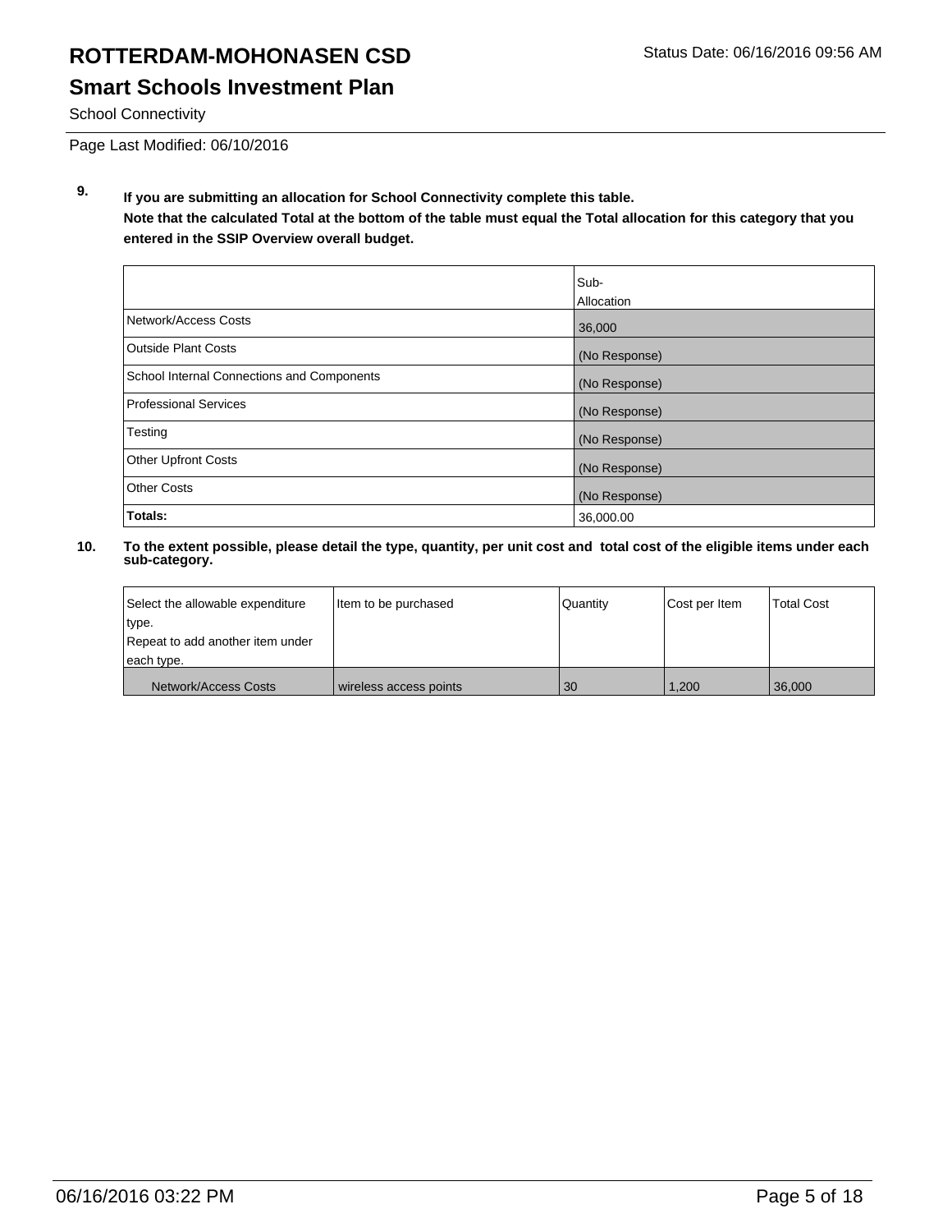# ROTTERDAM-MOHONASEN CSD

## Smart Schools Investment Plan

School Connectivity

Page Last Modified: 06/10/2016

**9. If you are submitting an allocation for School Connectivity complete this table.**
**Note that the calculated Total at the bottom of the table must equal the Total allocation for this category that you entered in the SSIP Overview overall budget.**

| | Sub-Allocation |
|---|---|
| Network/Access Costs | 36,000 |
| Outside Plant Costs | (No Response) |
| School Internal Connections and Components | (No Response) |
| Professional Services | (No Response) |
| Testing | (No Response) |
| Other Upfront Costs | (No Response) |
| Other Costs | (No Response) |
| **Totals:** | 36,000.00 |

**10. To the extent possible, please detail the type, quantity, per unit cost and total cost of the eligible items under each sub-category.**

| Select the allowable expenditure type. Repeat to add another item under each type. | Item to be purchased | Quantity | Cost per Item | Total Cost |
|---|---|---|---|---|
| Network/Access Costs | wireless access points | 30 | 1,200 | 36,000 |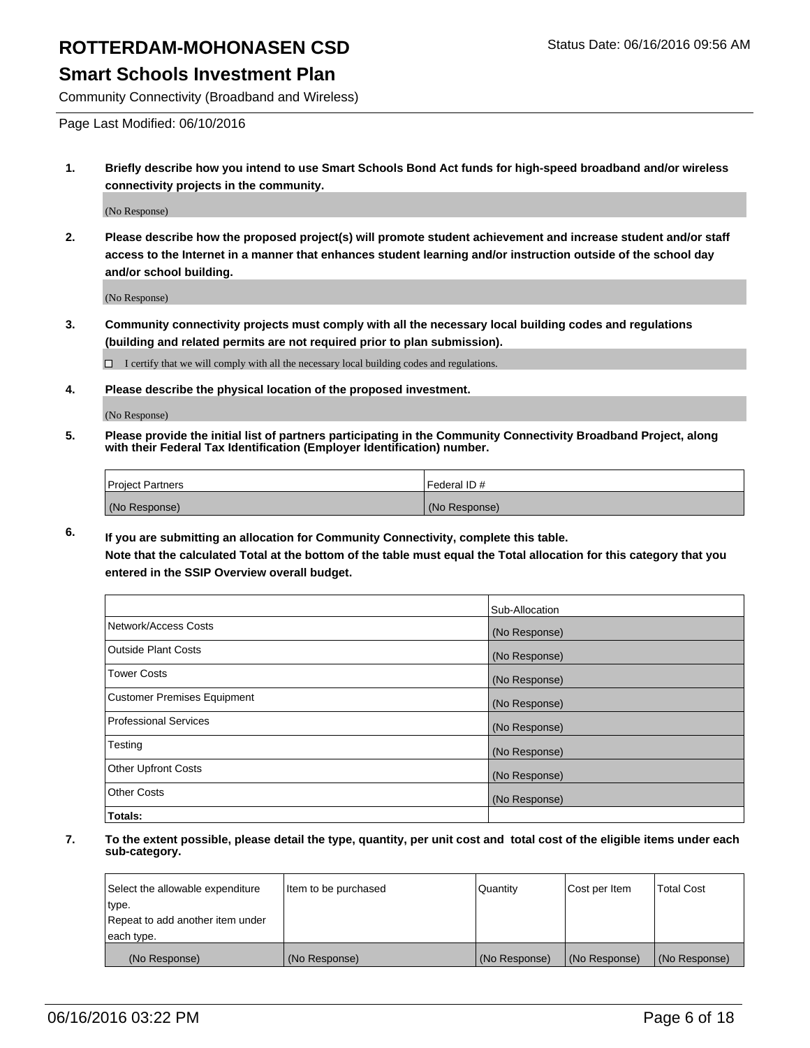# ROTTERDAM-MOHONASEN CSD

Status Date: 06/16/2016 09:56 AM

## Smart Schools Investment Plan

Community Connectivity (Broadband and Wireless)

Page Last Modified: 06/10/2016

**1. Briefly describe how you intend to use Smart Schools Bond Act funds for high-speed broadband and/or wireless connectivity projects in the community.**

(No Response)

**2. Please describe how the proposed project(s) will promote student achievement and increase student and/or staff access to the Internet in a manner that enhances student learning and/or instruction outside of the school day and/or school building.**

(No Response)

**3. Community connectivity projects must comply with all the necessary local building codes and regulations (building and related permits are not required prior to plan submission).**

☐ I certify that we will comply with all the necessary local building codes and regulations.

**4. Please describe the physical location of the proposed investment.**

(No Response)

**5. Please provide the initial list of partners participating in the Community Connectivity Broadband Project, along with their Federal Tax Identification (Employer Identification) number.**

| Project Partners | Federal ID # |
|---|---|
| (No Response) | (No Response) |

**6. If you are submitting an allocation for Community Connectivity, complete this table. Note that the calculated Total at the bottom of the table must equal the Total allocation for this category that you entered in the SSIP Overview overall budget.**

| | Sub-Allocation |
|---|---|
| Network/Access Costs | (No Response) |
| Outside Plant Costs | (No Response) |
| Tower Costs | (No Response) |
| Customer Premises Equipment | (No Response) |
| Professional Services | (No Response) |
| Testing | (No Response) |
| Other Upfront Costs | (No Response) |
| Other Costs | (No Response) |
| **Totals:** | |

**7. To the extent possible, please detail the type, quantity, per unit cost and total cost of the eligible items under each sub-category.**

| Select the allowable expenditure type. Repeat to add another item under each type. | Item to be purchased | Quantity | Cost per Item | Total Cost |
|---|---|---|---|---|
| (No Response) | (No Response) | (No Response) | (No Response) | (No Response) |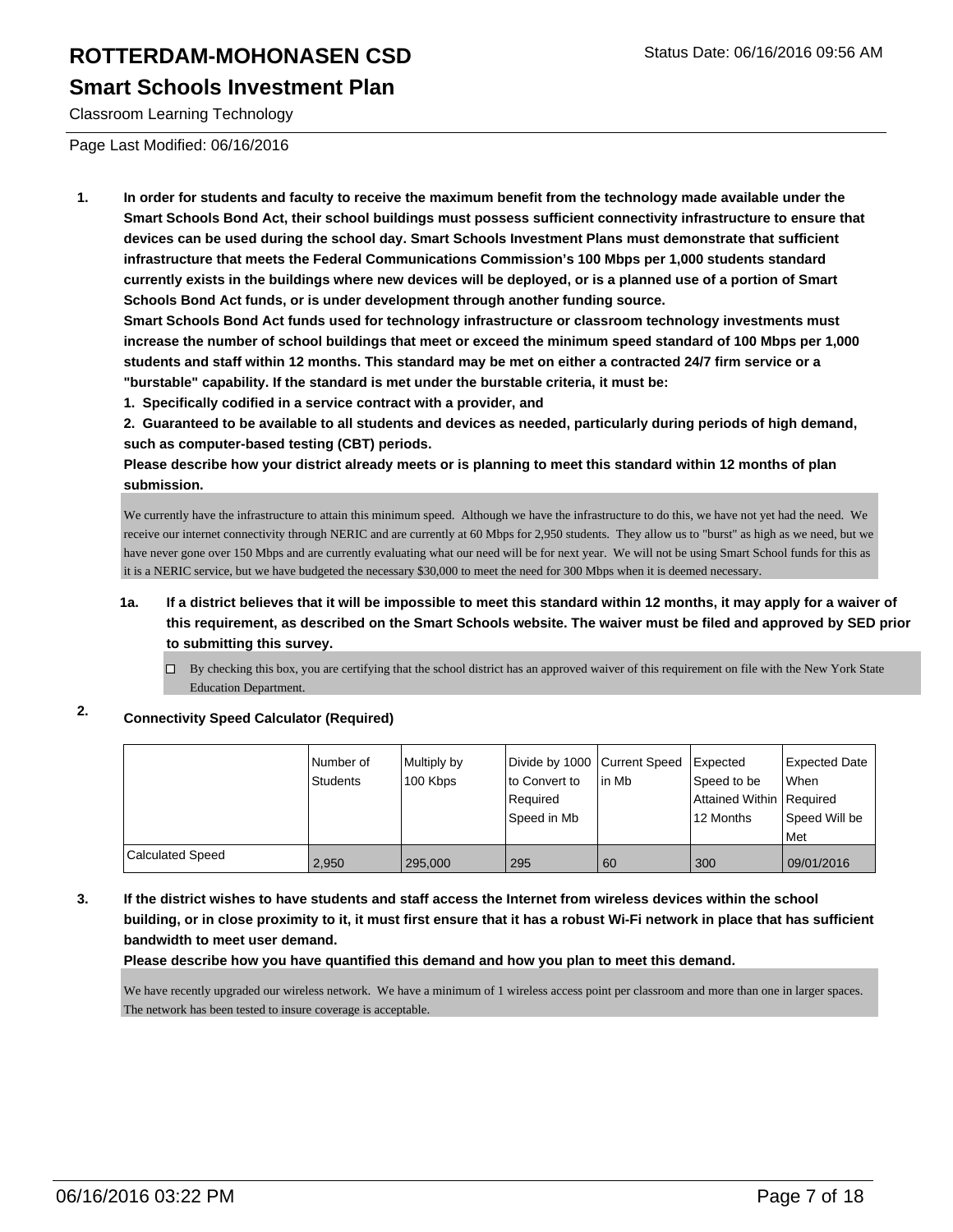# ROTTERDAM-MOHONASEN CSD

## Smart Schools Investment Plan

Classroom Learning Technology

Status Date: 06/16/2016 09:56 AM

Page Last Modified: 06/16/2016

1. **In order for students and faculty to receive the maximum benefit from the technology made available under the Smart Schools Bond Act, their school buildings must possess sufficient connectivity infrastructure to ensure that devices can be used during the school day. Smart Schools Investment Plans must demonstrate that sufficient infrastructure that meets the Federal Communications Commission's 100 Mbps per 1,000 students standard currently exists in the buildings where new devices will be deployed, or is a planned use of a portion of Smart Schools Bond Act funds, or is under development through another funding source.**
   **Smart Schools Bond Act funds used for technology infrastructure or classroom technology investments must increase the number of school buildings that meet or exceed the minimum speed standard of 100 Mbps per 1,000 students and staff within 12 months. This standard may be met on either a contracted 24/7 firm service or a "burstable" capability. If the standard is met under the burstable criteria, it must be:**
   **1. Specifically codified in a service contract with a provider, and**
   **2. Guaranteed to be available to all students and devices as needed, particularly during periods of high demand, such as computer-based testing (CBT) periods.**
   **Please describe how your district already meets or is planning to meet this standard within 12 months of plan submission.**

   We currently have the infrastructure to attain this minimum speed. Although we have the infrastructure to do this, we have not yet had the need. We receive our internet connectivity through NERIC and are currently at 60 Mbps for 2,950 students. They allow us to "burst" as high as we need, but we have never gone over 150 Mbps and are currently evaluating what our need will be for next year. We will not be using Smart School funds for this as it is a NERIC service, but we have budgeted the necessary $30,000 to meet the need for 300 Mbps when it is deemed necessary.

   1a. **If a district believes that it will be impossible to meet this standard within 12 months, it may apply for a waiver of this requirement, as described on the Smart Schools website. The waiver must be filed and approved by SED prior to submitting this survey.**

   ☐ By checking this box, you are certifying that the school district has an approved waiver of this requirement on file with the New York State Education Department.

2. **Connectivity Speed Calculator (Required)**

| | Number of Students | Multiply by 100 Kbps | Divide by 1000 to Convert to Required Speed in Mb | Current Speed in Mb | Expected Speed to be Attained Within 12 Months | Expected Date When Required Speed Will be Met |
|---|---|---|---|---|---|---|
| Calculated Speed | 2,950 | 295,000 | 295 | 60 | 300 | 09/01/2016 |

3. **If the district wishes to have students and staff access the Internet from wireless devices within the school building, or in close proximity to it, it must first ensure that it has a robust Wi-Fi network in place that has sufficient bandwidth to meet user demand.**
   **Please describe how you have quantified this demand and how you plan to meet this demand.**

   We have recently upgraded our wireless network. We have a minimum of 1 wireless access point per classroom and more than one in larger spaces. The network has been tested to insure coverage is acceptable.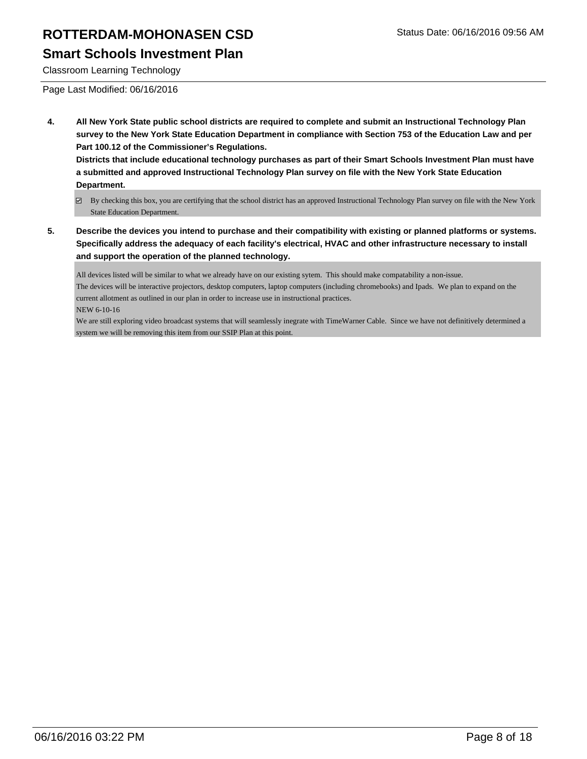# ROTTERDAM-MOHONASEN CSD

## Smart Schools Investment Plan

Classroom Learning Technology

Page Last Modified: 06/16/2016

**4. All New York State public school districts are required to complete and submit an Instructional Technology Plan survey to the New York State Education Department in compliance with Section 753 of the Education Law and per Part 100.12 of the Commissioner's Regulations.**
**Districts that include educational technology purchases as part of their Smart Schools Investment Plan must have a submitted and approved Instructional Technology Plan survey on file with the New York State Education Department.**

☑ By checking this box, you are certifying that the school district has an approved Instructional Technology Plan survey on file with the New York State Education Department.

**5. Describe the devices you intend to purchase and their compatibility with existing or planned platforms or systems. Specifically address the adequacy of each facility's electrical, HVAC and other infrastructure necessary to install and support the operation of the planned technology.**

All devices listed will be similar to what we already have on our existing sytem. This should make compatability a non-issue.
The devices will be interactive projectors, desktop computers, laptop computers (including chromebooks) and Ipads. We plan to expand on the current allotment as outlined in our plan in order to increase use in instructional practices.
NEW 6-10-16
We are still exploring video broadcast systems that will seamlessly inegrate with TimeWarner Cable. Since we have not definitively determined a system we will be removing this item from our SSIP Plan at this point.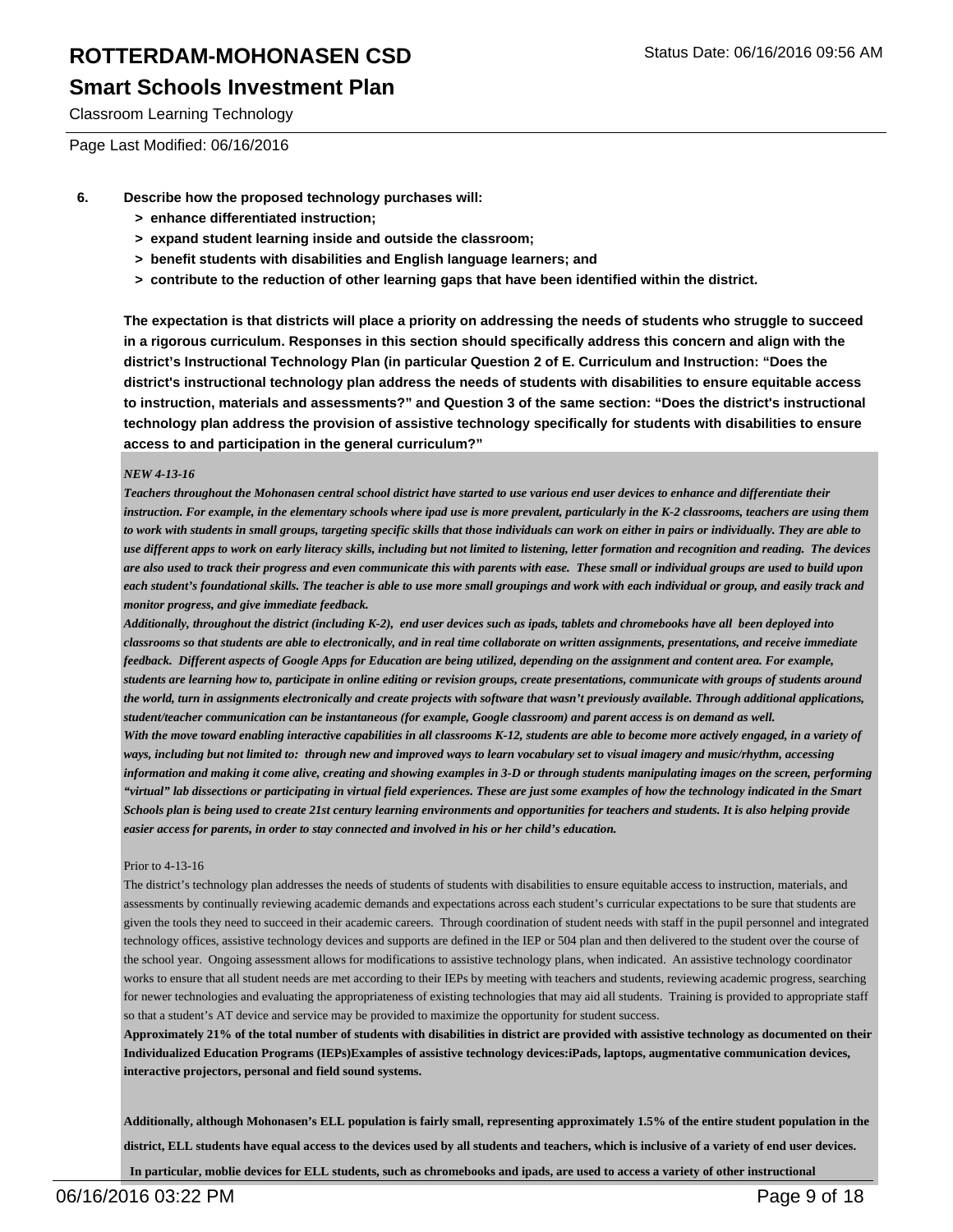6. **Describe how the proposed technology purchases will:**
   - **> enhance differentiated instruction;**
   - **> expand student learning inside and outside the classroom;**
   - **> benefit students with disabilities and English language learners; and**
   - **> contribute to the reduction of other learning gaps that have been identified within the district.**

**The expectation is that districts will place a priority on addressing the needs of students who struggle to succeed in a rigorous curriculum. Responses in this section should specifically address this concern and align with the district's Instructional Technology Plan (in particular Question 2 of E. Curriculum and Instruction: "Does the district's instructional technology plan address the needs of students with disabilities to ensure equitable access to instruction, materials and assessments?" and Question 3 of the same section: "Does the district's instructional technology plan address the provision of assistive technology specifically for students with disabilities to ensure access to and participation in the general curriculum?"**

***NEW 4-13-16***

***Teachers throughout the Mohonasen central school district have started to use various end user devices to enhance and differentiate their instruction. For example, in the elementary schools where ipad use is more prevalent, particularly in the K-2 classrooms, teachers are using them to work with students in small groups, targeting specific skills that those individuals can work on either in pairs or individually. They are able to use different apps to work on early literacy skills, including but not limited to listening, letter formation and recognition and reading. The devices are also used to track their progress and even communicate this with parents with ease. These small or individual groups are used to build upon each student's foundational skills. The teacher is able to use more small groupings and work with each individual or group, and easily track and monitor progress, and give immediate feedback.***

***Additionally, throughout the district (including K-2), end user devices such as ipads, tablets and chromebooks have all been deployed into classrooms so that students are able to electronically, and in real time collaborate on written assignments, presentations, and receive immediate feedback. Different aspects of Google Apps for Education are being utilized, depending on the assignment and content area. For example, students are learning how to, participate in online editing or revision groups, create presentations, communicate with groups of students around the world, turn in assignments electronically and create projects with software that wasn't previously available. Through additional applications, student/teacher communication can be instantaneous (for example, Google classroom) and parent access is on demand as well.***

***With the move toward enabling interactive capabilities in all classrooms K-12, students are able to become more actively engaged, in a variety of ways, including but not limited to: through new and improved ways to learn vocabulary set to visual imagery and music/rhythm, accessing information and making it come alive, creating and showing examples in 3-D or through students manipulating images on the screen, performing "virtual" lab dissections or participating in virtual field experiences. These are just some examples of how the technology indicated in the Smart Schools plan is being used to create 21st century learning environments and opportunities for teachers and students. It is also helping provide easier access for parents, in order to stay connected and involved in his or her child's education.***

Prior to 4-13-16

The district's technology plan addresses the needs of students of students with disabilities to ensure equitable access to instruction, materials, and assessments by continually reviewing academic demands and expectations across each student's curricular expectations to be sure that students are given the tools they need to succeed in their academic careers. Through coordination of student needs with staff in the pupil personnel and integrated technology offices, assistive technology devices and supports are defined in the IEP or 504 plan and then delivered to the student over the course of the school year. Ongoing assessment allows for modifications to assistive technology plans, when indicated. An assistive technology coordinator works to ensure that all student needs are met according to their IEPs by meeting with teachers and students, reviewing academic progress, searching for newer technologies and evaluating the appropriateness of existing technologies that may aid all students. Training is provided to appropriate staff so that a student's AT device and service may be provided to maximize the opportunity for student success.

**Approximately 21% of the total number of students with disabilities in district are provided with assistive technology as documented on their Individualized Education Programs (IEPs)Examples of assistive technology devices:iPads, laptops, augmentative communication devices, interactive projectors, personal and field sound systems.**

**Additionally, although Mohonasen's ELL population is fairly small, representing approximately 1.5% of the entire student population in the district, ELL students have equal access to the devices used by all students and teachers, which is inclusive of a variety of end user devices.**

**In particular, moblie devices for ELL students, such as chromebooks and ipads, are used to access a variety of other instructional**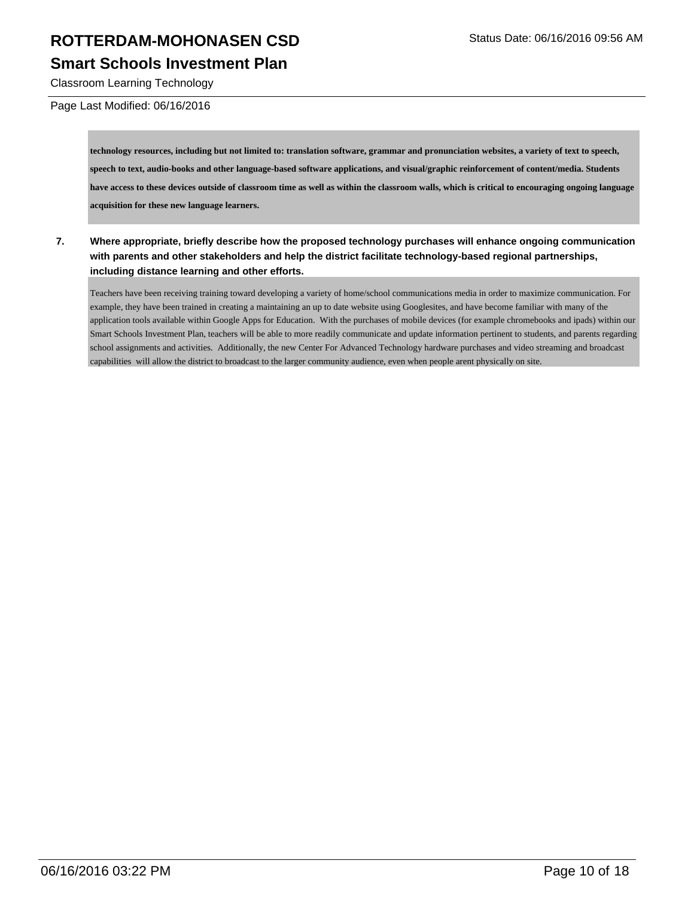**technology resources, including but not limited to: translation software, grammar and pronunciation websites, a variety of text to speech, speech to text, audio-books and other language-based software applications, and visual/graphic reinforcement of content/media. Students have access to these devices outside of classroom time as well as within the classroom walls, which is critical to encouraging ongoing language acquisition for these new language learners.**

**7. Where appropriate, briefly describe how the proposed technology purchases will enhance ongoing communication with parents and other stakeholders and help the district facilitate technology-based regional partnerships, including distance learning and other efforts.**

Teachers have been receiving training toward developing a variety of home/school communications media in order to maximize communication. For example, they have been trained in creating a maintaining an up to date website using Googlesites, and have become familiar with many of the application tools available within Google Apps for Education. With the purchases of mobile devices (for example chromebooks and ipads) within our Smart Schools Investment Plan, teachers will be able to more readily communicate and update information pertinent to students, and parents regarding school assignments and activities. Additionally, the new Center For Advanced Technology hardware purchases and video streaming and broadcast capabilities will allow the district to broadcast to the larger community audience, even when people arent physically on site.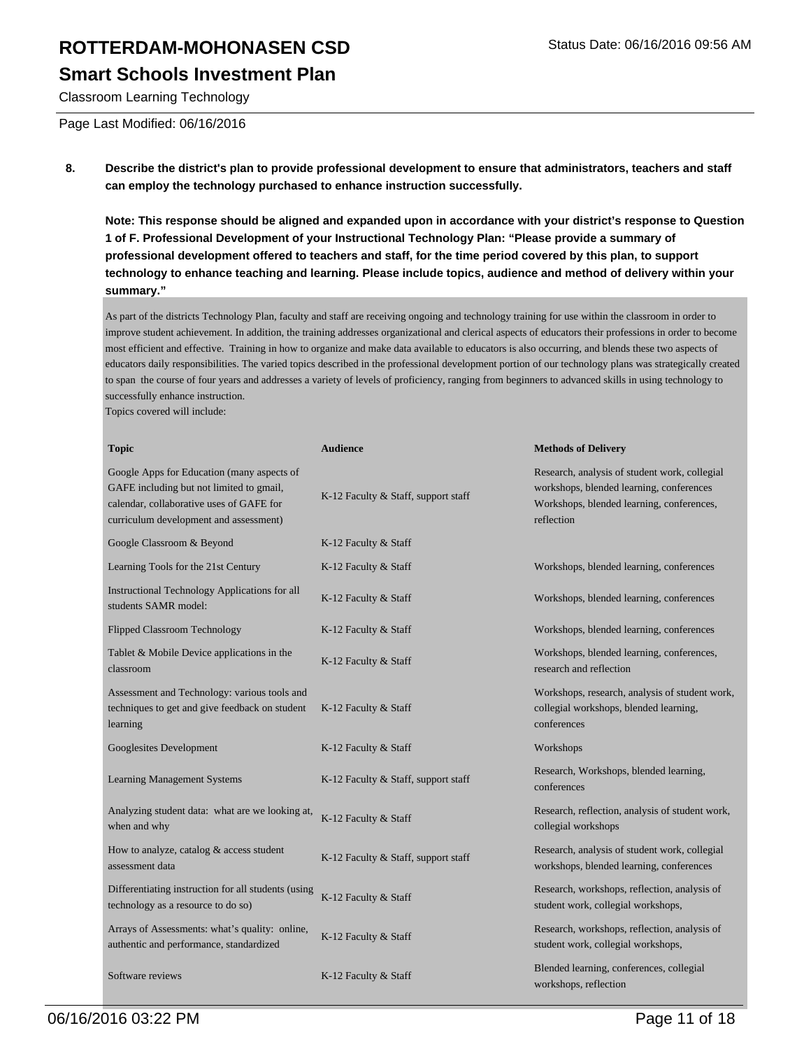# ROTTERDAM-MOHONASEN CSD

## Smart Schools Investment Plan

Classroom Learning Technology

Page Last Modified: 06/16/2016

**8. Describe the district's plan to provide professional development to ensure that administrators, teachers and staff can employ the technology purchased to enhance instruction successfully.**

**Note: This response should be aligned and expanded upon in accordance with your district's response to Question 1 of F. Professional Development of your Instructional Technology Plan: "Please provide a summary of professional development offered to teachers and staff, for the time period covered by this plan, to support technology to enhance teaching and learning. Please include topics, audience and method of delivery within your summary."**

As part of the districts Technology Plan, faculty and staff are receiving ongoing and technology training for use within the classroom in order to improve student achievement. In addition, the training addresses organizational and clerical aspects of educators their professions in order to become most efficient and effective. Training in how to organize and make data available to educators is also occurring, and blends these two aspects of educators daily responsibilities. The varied topics described in the professional development portion of our technology plans was strategically created to span the course of four years and addresses a variety of levels of proficiency, ranging from beginners to advanced skills in using technology to successfully enhance instruction.
Topics covered will include:

| Topic | Audience | Methods of Delivery |
|---|---|---|
| Google Apps for Education (many aspects of GAFE including but not limited to gmail, calendar, collaborative uses of GAFE for curriculum development and assessment) | K-12 Faculty & Staff, support staff | Research, analysis of student work, collegial workshops, blended learning, conferences Workshops, blended learning, conferences, reflection |
| Google Classroom & Beyond | K-12 Faculty & Staff | |
| Learning Tools for the 21st Century | K-12 Faculty & Staff | Workshops, blended learning, conferences |
| Instructional Technology Applications for all students SAMR model: | K-12 Faculty & Staff | Workshops, blended learning, conferences |
| Flipped Classroom Technology | K-12 Faculty & Staff | Workshops, blended learning, conferences |
| Tablet & Mobile Device applications in the classroom | K-12 Faculty & Staff | Workshops, blended learning, conferences, research and reflection |
| Assessment and Technology: various tools and techniques to get and give feedback on student learning | K-12 Faculty & Staff | Workshops, research, analysis of student work, collegial workshops, blended learning, conferences |
| Googlesites Development | K-12 Faculty & Staff | Workshops |
| Learning Management Systems | K-12 Faculty & Staff, support staff | Research, Workshops, blended learning, conferences |
| Analyzing student data: what are we looking at, when and why | K-12 Faculty & Staff | Research, reflection, analysis of student work, collegial workshops |
| How to analyze, catalog & access student assessment data | K-12 Faculty & Staff, support staff | Research, analysis of student work, collegial workshops, blended learning, conferences |
| Differentiating instruction for all students (using technology as a resource to do so) | K-12 Faculty & Staff | Research, workshops, reflection, analysis of student work, collegial workshops, |
| Arrays of Assessments: what's quality: online, authentic and performance, standardized | K-12 Faculty & Staff | Research, workshops, reflection, analysis of student work, collegial workshops, |
| Software reviews | K-12 Faculty & Staff | Blended learning, conferences, collegial workshops, reflection |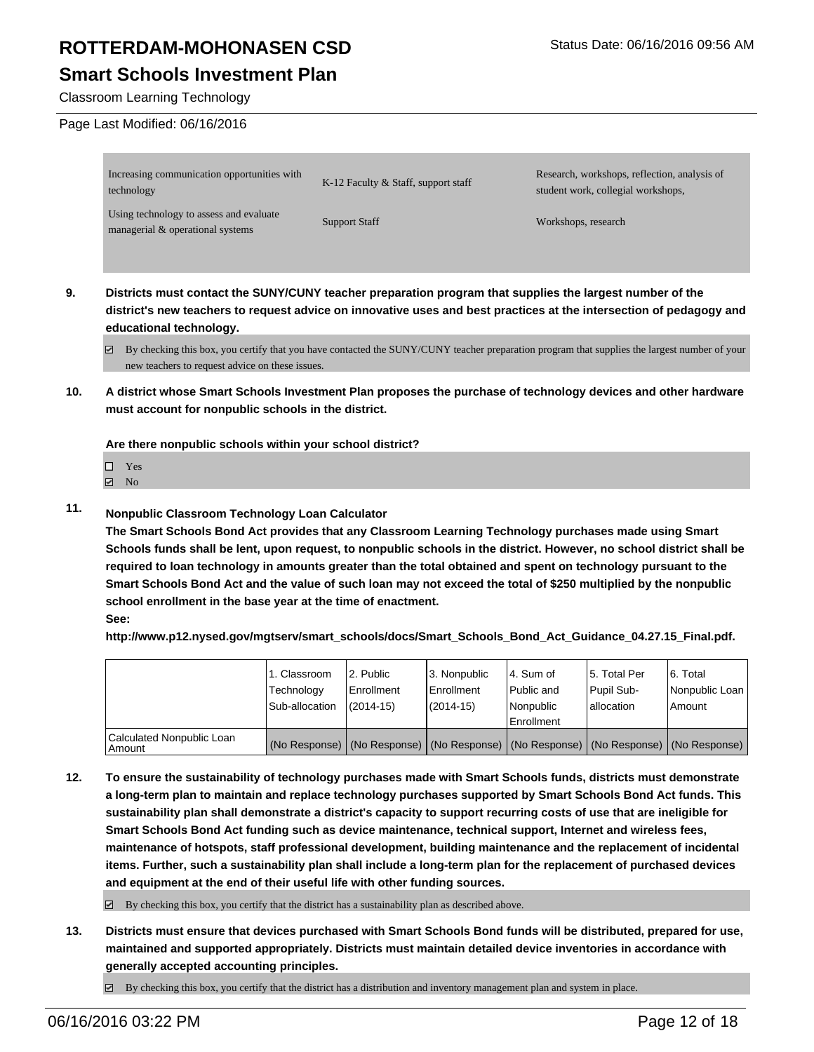| | | |
|---|---|---|
| Increasing communication opportunities with technology | K-12 Faculty & Staff, support staff | Research, workshops, reflection, analysis of student work, collegial workshops, |
| Using technology to assess and evaluate managerial & operational systems | Support Staff | Workshops, research |

**9. Districts must contact the SUNY/CUNY teacher preparation program that supplies the largest number of the district's new teachers to request advice on innovative uses and best practices at the intersection of pedagogy and educational technology.**

☑ By checking this box, you certify that you have contacted the SUNY/CUNY teacher preparation program that supplies the largest number of your new teachers to request advice on these issues.

**10. A district whose Smart Schools Investment Plan proposes the purchase of technology devices and other hardware must account for nonpublic schools in the district.**

**Are there nonpublic schools within your school district?**

☐ Yes
☑ No

**11. Nonpublic Classroom Technology Loan Calculator**
**The Smart Schools Bond Act provides that any Classroom Learning Technology purchases made using Smart Schools funds shall be lent, upon request, to nonpublic schools in the district. However, no school district shall be required to loan technology in amounts greater than the total obtained and spent on technology pursuant to the Smart Schools Bond Act and the value of such loan may not exceed the total of $250 multiplied by the nonpublic school enrollment in the base year at the time of enactment.**
**See:**
**http://www.p12.nysed.gov/mgtserv/smart_schools/docs/Smart_Schools_Bond_Act_Guidance_04.27.15_Final.pdf.**

| | 1. Classroom Technology Sub-allocation | 2. Public Enrollment (2014-15) | 3. Nonpublic Enrollment (2014-15) | 4. Sum of Public and Nonpublic Enrollment | 5. Total Per Pupil Sub-allocation | 6. Total Nonpublic Loan Amount |
|---|---|---|---|---|---|---|
| Calculated Nonpublic Loan Amount | (No Response) | (No Response) | (No Response) | (No Response) | (No Response) | (No Response) |

**12. To ensure the sustainability of technology purchases made with Smart Schools funds, districts must demonstrate a long-term plan to maintain and replace technology purchases supported by Smart Schools Bond Act funds. This sustainability plan shall demonstrate a district's capacity to support recurring costs of use that are ineligible for Smart Schools Bond Act funding such as device maintenance, technical support, Internet and wireless fees, maintenance of hotspots, staff professional development, building maintenance and the replacement of incidental items. Further, such a sustainability plan shall include a long-term plan for the replacement of purchased devices and equipment at the end of their useful life with other funding sources.**

☑ By checking this box, you certify that the district has a sustainability plan as described above.

**13. Districts must ensure that devices purchased with Smart Schools Bond funds will be distributed, prepared for use, maintained and supported appropriately. Districts must maintain detailed device inventories in accordance with generally accepted accounting principles.**

☑ By checking this box, you certify that the district has a distribution and inventory management plan and system in place.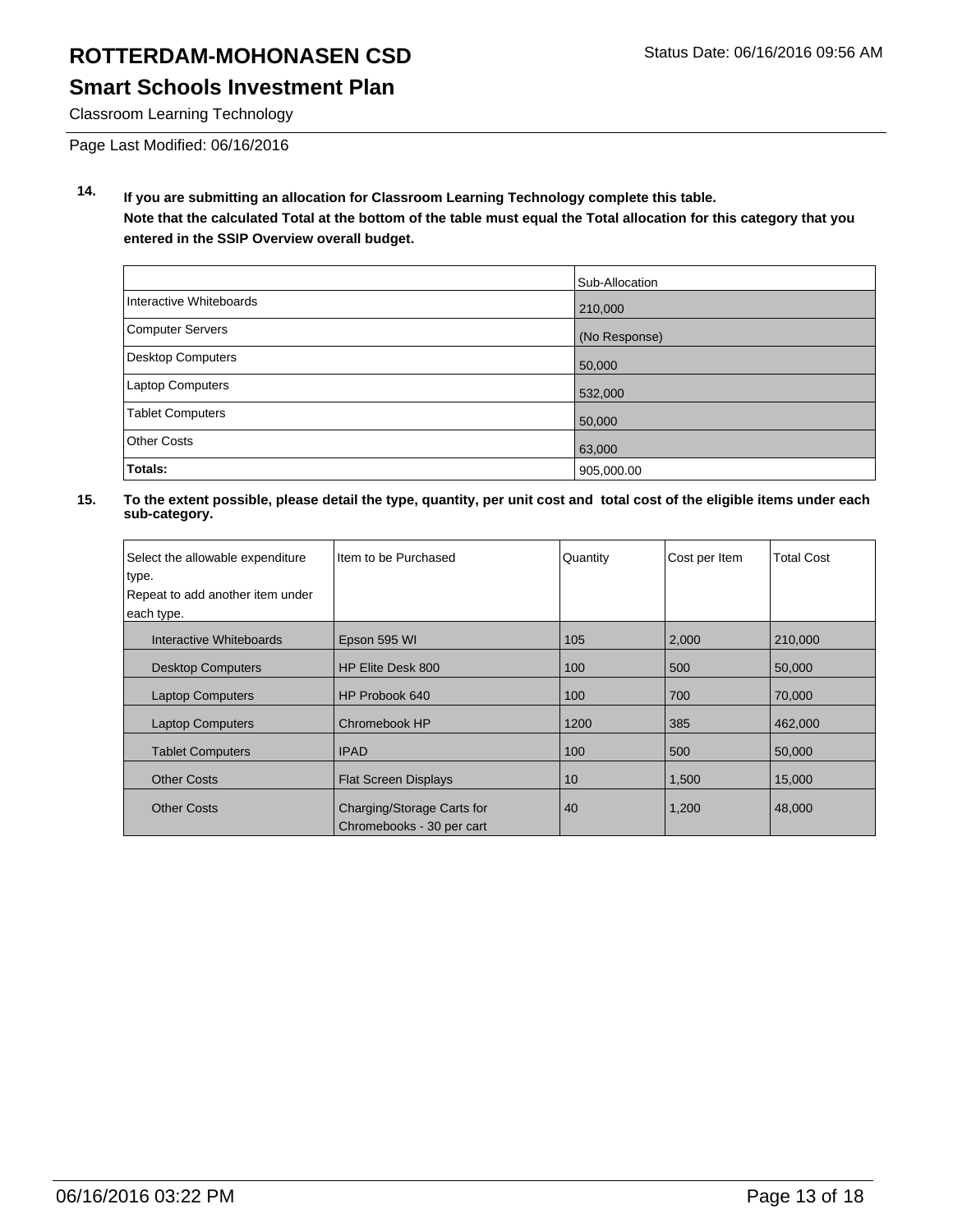# ROTTERDAM-MOHONASEN CSD

## Smart Schools Investment Plan

Classroom Learning Technology

Page Last Modified: 06/16/2016

**14. If you are submitting an allocation for Classroom Learning Technology complete this table. Note that the calculated Total at the bottom of the table must equal the Total allocation for this category that you entered in the SSIP Overview overall budget.**

| | Sub-Allocation |
|---|---|
| Interactive Whiteboards | 210,000 |
| Computer Servers | (No Response) |
| Desktop Computers | 50,000 |
| Laptop Computers | 532,000 |
| Tablet Computers | 50,000 |
| Other Costs | 63,000 |
| **Totals:** | 905,000.00 |

**15. To the extent possible, please detail the type, quantity, per unit cost and total cost of the eligible items under each sub-category.**

| Select the allowable expenditure type. Repeat to add another item under each type. | Item to be Purchased | Quantity | Cost per Item | Total Cost |
|---|---|---|---|---|
| Interactive Whiteboards | Epson 595 WI | 105 | 2,000 | 210,000 |
| Desktop Computers | HP Elite Desk 800 | 100 | 500 | 50,000 |
| Laptop Computers | HP Probook 640 | 100 | 700 | 70,000 |
| Laptop Computers | Chromebook HP | 1200 | 385 | 462,000 |
| Tablet Computers | IPAD | 100 | 500 | 50,000 |
| Other Costs | Flat Screen Displays | 10 | 1,500 | 15,000 |
| Other Costs | Charging/Storage Carts for Chromebooks - 30 per cart | 40 | 1,200 | 48,000 |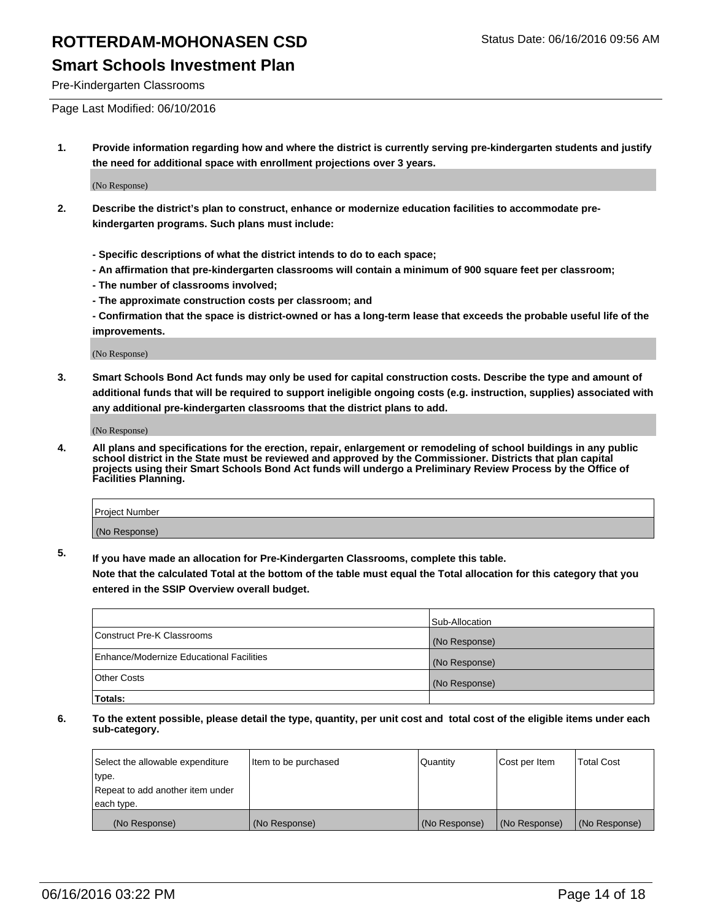# ROTTERDAM-MOHONASEN CSD

Status Date: 06/16/2016 09:56 AM

## Smart Schools Investment Plan

Pre-Kindergarten Classrooms

Page Last Modified: 06/10/2016

**1. Provide information regarding how and where the district is currently serving pre-kindergarten students and justify the need for additional space with enrollment projections over 3 years.**

(No Response)

**2. Describe the district's plan to construct, enhance or modernize education facilities to accommodate pre-kindergarten programs. Such plans must include:**

**- Specific descriptions of what the district intends to do to each space;**
**- An affirmation that pre-kindergarten classrooms will contain a minimum of 900 square feet per classroom;**
**- The number of classrooms involved;**
**- The approximate construction costs per classroom; and**
**- Confirmation that the space is district-owned or has a long-term lease that exceeds the probable useful life of the improvements.**

(No Response)

**3. Smart Schools Bond Act funds may only be used for capital construction costs. Describe the type and amount of additional funds that will be required to support ineligible ongoing costs (e.g. instruction, supplies) associated with any additional pre-kindergarten classrooms that the district plans to add.**

(No Response)

**4. All plans and specifications for the erection, repair, enlargement or remodeling of school buildings in any public school district in the State must be reviewed and approved by the Commissioner. Districts that plan capital projects using their Smart Schools Bond Act funds will undergo a Preliminary Review Process by the Office of Facilities Planning.**

| Project Number |
|---|
| (No Response) |

**5. If you have made an allocation for Pre-Kindergarten Classrooms, complete this table.**
**Note that the calculated Total at the bottom of the table must equal the Total allocation for this category that you entered in the SSIP Overview overall budget.**

| | Sub-Allocation |
|---|---|
| Construct Pre-K Classrooms | (No Response) |
| Enhance/Modernize Educational Facilities | (No Response) |
| Other Costs | (No Response) |
| **Totals:** | |

**6. To the extent possible, please detail the type, quantity, per unit cost and total cost of the eligible items under each sub-category.**

| Select the allowable expenditure type. Repeat to add another item under each type. | Item to be purchased | Quantity | Cost per Item | Total Cost |
|---|---|---|---|---|
| (No Response) | (No Response) | (No Response) | (No Response) | (No Response) |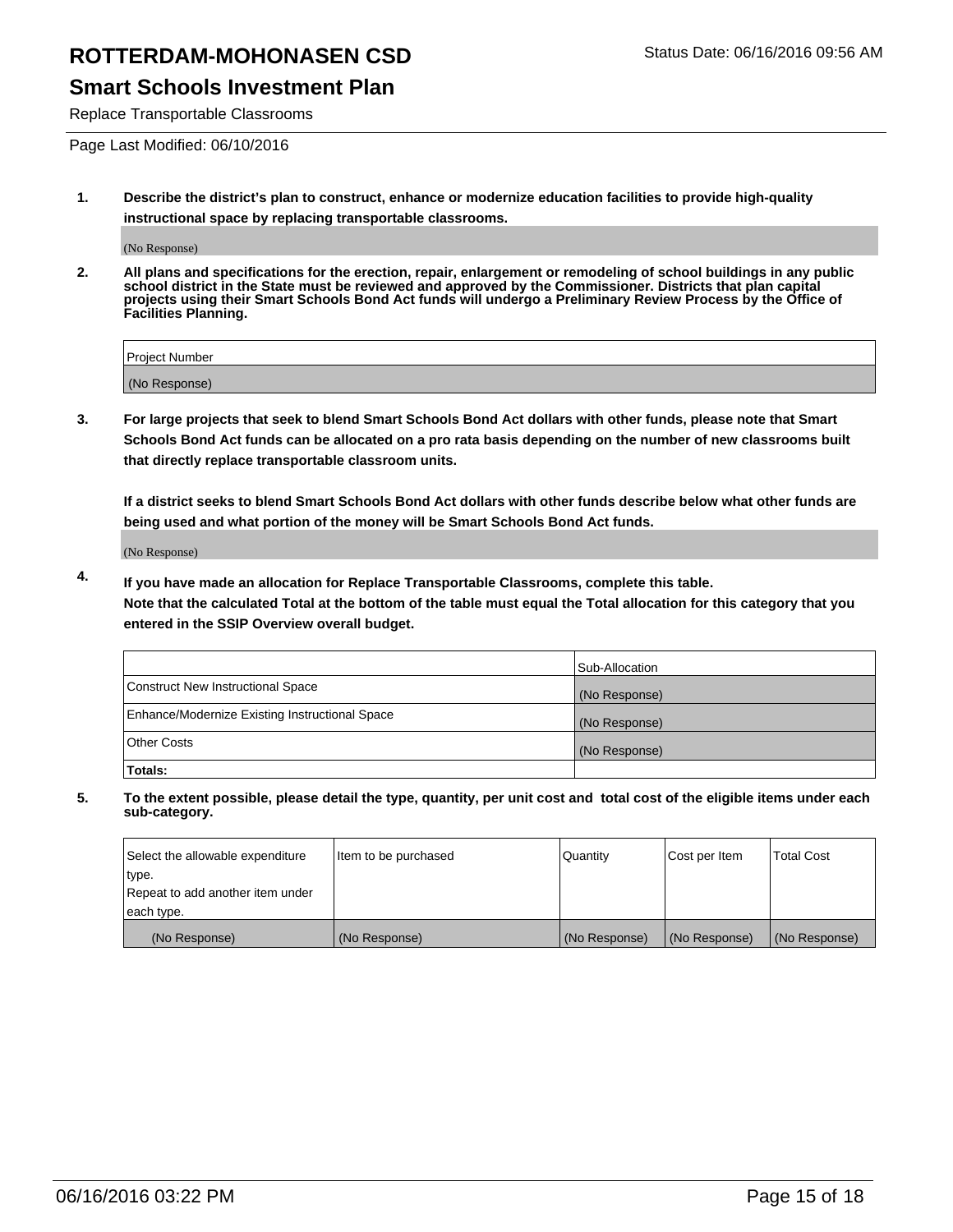# ROTTERDAM-MOHONASEN CSD

Status Date: 06/16/2016 09:56 AM

## Smart Schools Investment Plan

Replace Transportable Classrooms

Page Last Modified: 06/10/2016

1. **Describe the district's plan to construct, enhance or modernize education facilities to provide high-quality instructional space by replacing transportable classrooms.**

   (No Response)

2. **All plans and specifications for the erection, repair, enlargement or remodeling of school buildings in any public school district in the State must be reviewed and approved by the Commissioner. Districts that plan capital projects using their Smart Schools Bond Act funds will undergo a Preliminary Review Process by the Office of Facilities Planning.**

| Project Number |
|---|
| (No Response) |

3. **For large projects that seek to blend Smart Schools Bond Act dollars with other funds, please note that Smart Schools Bond Act funds can be allocated on a pro rata basis depending on the number of new classrooms built that directly replace transportable classroom units.**

   **If a district seeks to blend Smart Schools Bond Act dollars with other funds describe below what other funds are being used and what portion of the money will be Smart Schools Bond Act funds.**

   (No Response)

4. **If you have made an allocation for Replace Transportable Classrooms, complete this table. Note that the calculated Total at the bottom of the table must equal the Total allocation for this category that you entered in the SSIP Overview overall budget.**

| | Sub-Allocation |
|---|---|
| Construct New Instructional Space | (No Response) |
| Enhance/Modernize Existing Instructional Space | (No Response) |
| Other Costs | (No Response) |
| **Totals:** | |

5. **To the extent possible, please detail the type, quantity, per unit cost and total cost of the eligible items under each sub-category.**

| Select the allowable expenditure type. Repeat to add another item under each type. | Item to be purchased | Quantity | Cost per Item | Total Cost |
|---|---|---|---|---|
| (No Response) | (No Response) | (No Response) | (No Response) | (No Response) |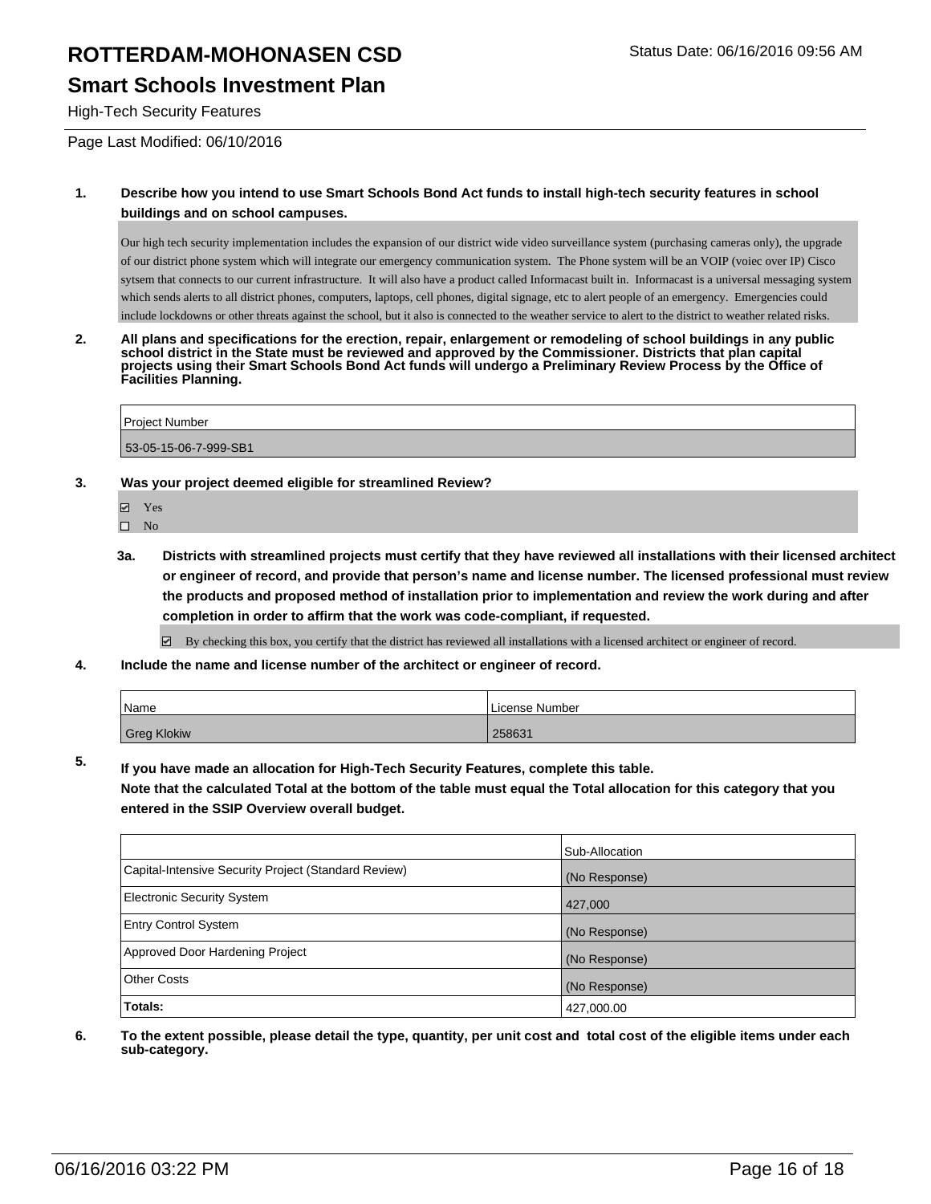# ROTTERDAM-MOHONASEN CSD

## Smart Schools Investment Plan

Status Date: 06/16/2016 09:56 AM

High-Tech Security Features

Page Last Modified: 06/10/2016

**1. Describe how you intend to use Smart Schools Bond Act funds to install high-tech security features in school buildings and on school campuses.**

Our high tech security implementation includes the expansion of our district wide video surveillance system (purchasing cameras only), the upgrade of our district phone system which will integrate our emergency communication system. The Phone system will be an VOIP (voiec over IP) Cisco sytsem that connects to our current infrastructure. It will also have a product called Informacast built in. Informacast is a universal messaging system which sends alerts to all district phones, computers, laptops, cell phones, digital signage, etc to alert people of an emergency. Emergencies could include lockdowns or other threats against the school, but it also is connected to the weather service to alert to the district to weather related risks.

**2. All plans and specifications for the erection, repair, enlargement or remodeling of school buildings in any public school district in the State must be reviewed and approved by the Commissioner. Districts that plan capital projects using their Smart Schools Bond Act funds will undergo a Preliminary Review Process by the Office of Facilities Planning.**

| Project Number |
|---|
| 53-05-15-06-7-999-SB1 |

**3. Was your project deemed eligible for streamlined Review?**

- ☑ Yes
- ☐ No

**3a. Districts with streamlined projects must certify that they have reviewed all installations with their licensed architect or engineer of record, and provide that person's name and license number. The licensed professional must review the products and proposed method of installation prior to implementation and review the work during and after completion in order to affirm that the work was code-compliant, if requested.**

☑ By checking this box, you certify that the district has reviewed all installations with a licensed architect or engineer of record.

**4. Include the name and license number of the architect or engineer of record.**

| Name | License Number |
|---|---|
| Greg Klokiw | 258631 |

**5. If you have made an allocation for High-Tech Security Features, complete this table. Note that the calculated Total at the bottom of the table must equal the Total allocation for this category that you entered in the SSIP Overview overall budget.**

| | Sub-Allocation |
|---|---|
| Capital-Intensive Security Project (Standard Review) | (No Response) |
| Electronic Security System | 427,000 |
| Entry Control System | (No Response) |
| Approved Door Hardening Project | (No Response) |
| Other Costs | (No Response) |
| **Totals:** | 427,000.00 |

**6. To the extent possible, please detail the type, quantity, per unit cost and total cost of the eligible items under each sub-category.**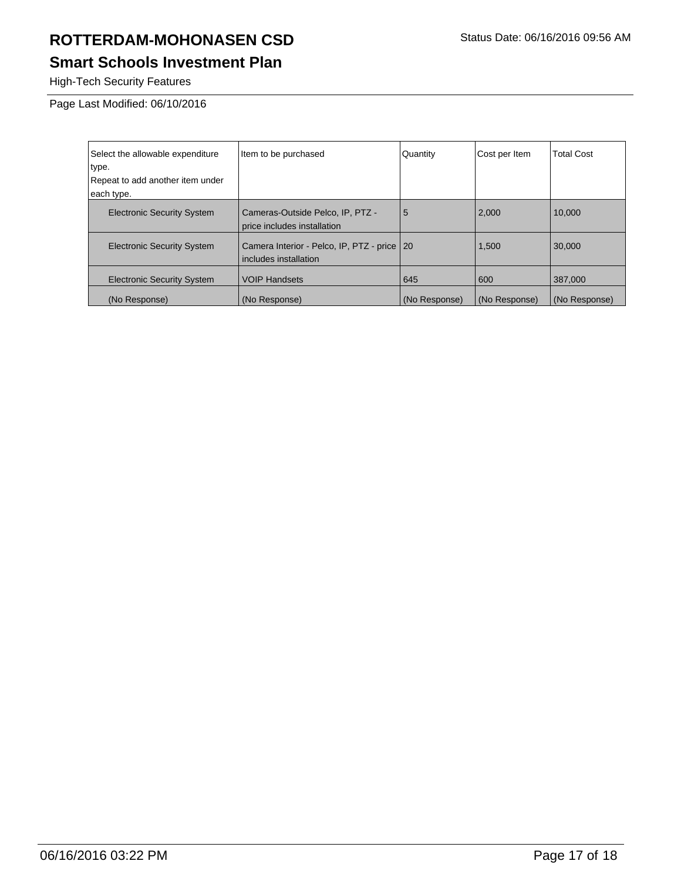# ROTTERDAM-MOHONASEN CSD

Status Date: 06/16/2016 09:56 AM

## Smart Schools Investment Plan

High-Tech Security Features

Page Last Modified: 06/10/2016

| Select the allowable expenditure type. Repeat to add another item under each type. | Item to be purchased | Quantity | Cost per Item | Total Cost |
|---|---|---|---|---|
| Electronic Security System | Cameras-Outside Pelco, IP, PTZ - price includes installation | 5 | 2,000 | 10,000 |
| Electronic Security System | Camera Interior - Pelco, IP, PTZ - price includes installation | 20 | 1,500 | 30,000 |
| Electronic Security System | VOIP Handsets | 645 | 600 | 387,000 |
| (No Response) | (No Response) | (No Response) | (No Response) | (No Response) |